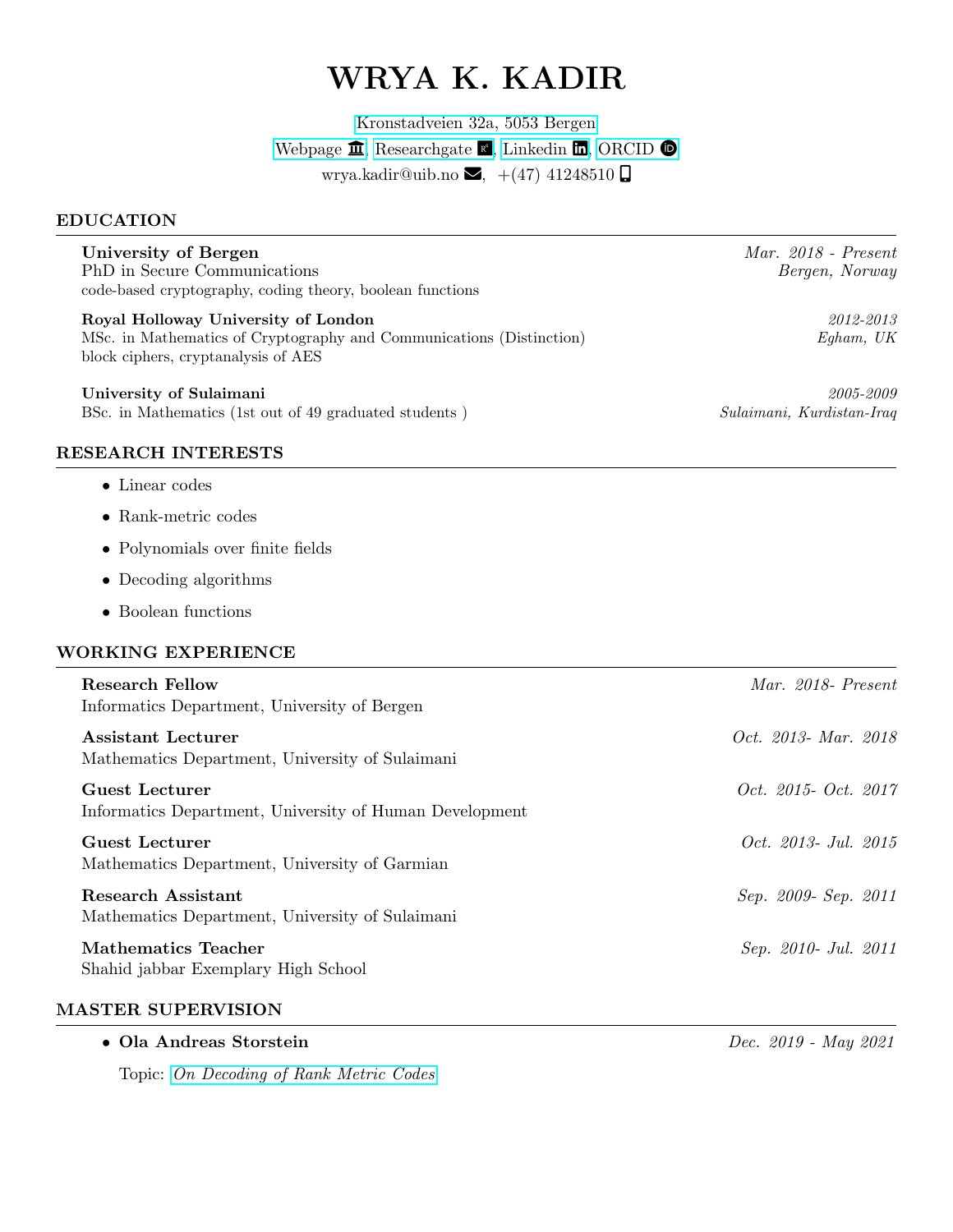# WRYA K. KADIR

Kronstadveien 32a, 5053 Bergen
Webpage, Researchgate, Linkedin, ORCID
wrya.kadir@uib.no, +(47) 41248510

## EDUCATION

**University of Bergen** — *Mar. 2018 - Present*
PhD in Secure Communications — *Bergen, Norway*
code-based cryptography, coding theory, boolean functions

**Royal Holloway University of London** — *2012-2013*
MSc. in Mathematics of Cryptography and Communications (Distinction) — *Egham, UK*
block ciphers, cryptanalysis of AES

**University of Sulaimani** — *2005-2009*
BSc. in Mathematics (1st out of 49 graduated students ) — *Sulaimani, Kurdistan-Iraq*

## RESEARCH INTERESTS

- Linear codes
- Rank-metric codes
- Polynomials over finite fields
- Decoding algorithms
- Boolean functions

## WORKING EXPERIENCE

**Research Fellow** — *Mar. 2018- Present*
Informatics Department, University of Bergen

**Assistant Lecturer** — *Oct. 2013- Mar. 2018*
Mathematics Department, University of Sulaimani

**Guest Lecturer** — *Oct. 2015- Oct. 2017*
Informatics Department, University of Human Development

**Guest Lecturer** — *Oct. 2013- Jul. 2015*
Mathematics Department, University of Garmian

**Research Assistant** — *Sep. 2009- Sep. 2011*
Mathematics Department, University of Sulaimani

**Mathematics Teacher** — *Sep. 2010- Jul. 2011*
Shahid jabbar Exemplary High School

## MASTER SUPERVISION

- **Ola Andreas Storstein** — *Dec. 2019 - May 2021*

  Topic: *On Decoding of Rank Metric Codes*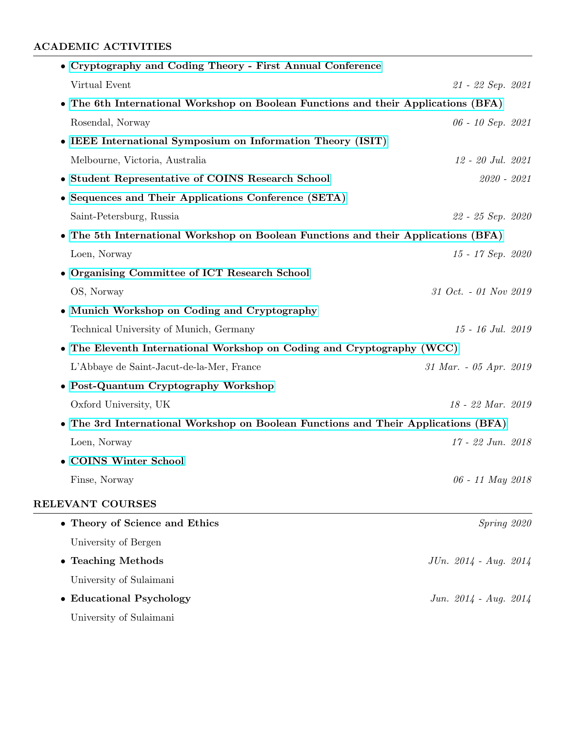## ACADEMIC ACTIVITIES

- **Cryptography and Coding Theory - First Annual Conference**
  Virtual Event *21 - 22 Sep. 2021*
- **The 6th International Workshop on Boolean Functions and their Applications (BFA)**
  Rosendal, Norway *06 - 10 Sep. 2021*
- **IEEE International Symposium on Information Theory (ISIT)**
  Melbourne, Victoria, Australia *12 - 20 Jul. 2021*
- **Student Representative of COINS Research School** *2020 - 2021*
- **Sequences and Their Applications Conference (SETA)**
  Saint-Petersburg, Russia *22 - 25 Sep. 2020*
- **The 5th International Workshop on Boolean Functions and their Applications (BFA)**
  Loen, Norway *15 - 17 Sep. 2020*
- **Organising Committee of ICT Research School**
  OS, Norway *31 Oct. - 01 Nov 2019*
- **Munich Workshop on Coding and Cryptography**
  Technical University of Munich, Germany *15 - 16 Jul. 2019*
- **The Eleventh International Workshop on Coding and Cryptography (WCC)**
  L'Abbaye de Saint-Jacut-de-la-Mer, France *31 Mar. - 05 Apr. 2019*
- **Post-Quantum Cryptography Workshop**
  Oxford University, UK *18 - 22 Mar. 2019*
- **The 3rd International Workshop on Boolean Functions and Their Applications (BFA)**
  Loen, Norway *17 - 22 Jun. 2018*
- **COINS Winter School**
  Finse, Norway *06 - 11 May 2018*

## RELEVANT COURSES

- **Theory of Science and Ethics** *Spring 2020*
  University of Bergen
- **Teaching Methods** *JUn. 2014 - Aug. 2014*
  University of Sulaimani
- **Educational Psychology** *Jun. 2014 - Aug. 2014*
  University of Sulaimani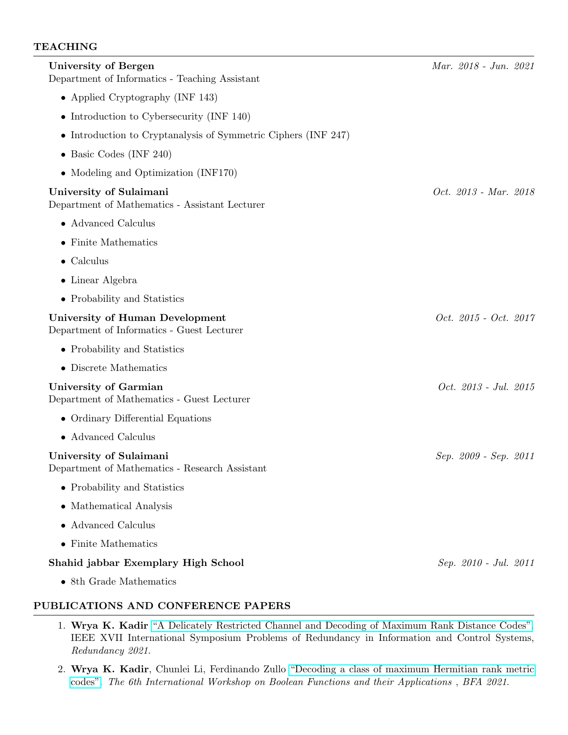## TEACHING

**University of Bergen** *Mar. 2018 - Jun. 2021*
Department of Informatics - Teaching Assistant

- Applied Cryptography (INF 143)
- Introduction to Cybersecurity (INF 140)
- Introduction to Cryptanalysis of Symmetric Ciphers (INF 247)
- Basic Codes (INF 240)
- Modeling and Optimization (INF170)

**University of Sulaimani** *Oct. 2013 - Mar. 2018*
Department of Mathematics - Assistant Lecturer

- Advanced Calculus
- Finite Mathematics
- Calculus
- Linear Algebra
- Probability and Statistics

**University of Human Development** *Oct. 2015 - Oct. 2017*
Department of Informatics - Guest Lecturer

- Probability and Statistics
- Discrete Mathematics

**University of Garmian** *Oct. 2013 - Jul. 2015*
Department of Mathematics - Guest Lecturer

- Ordinary Differential Equations
- Advanced Calculus

**University of Sulaimani** *Sep. 2009 - Sep. 2011*
Department of Mathematics - Research Assistant

- Probability and Statistics
- Mathematical Analysis
- Advanced Calculus
- Finite Mathematics

**Shahid jabbar Exemplary High School** *Sep. 2010 - Jul. 2011*

- 8th Grade Mathematics

## PUBLICATIONS AND CONFERENCE PAPERS

1. **Wrya K. Kadir** "A Delicately Restricted Channel and Decoding of Maximum Rank Distance Codes". IEEE XVII International Symposium Problems of Redundancy in Information and Control Systems, *Redundancy 2021.*
2. **Wrya K. Kadir**, Chunlei Li, Ferdinando Zullo "Decoding a class of maximum Hermitian rank metric codes". *The 6th International Workshop on Boolean Functions and their Applications* , *BFA 2021.*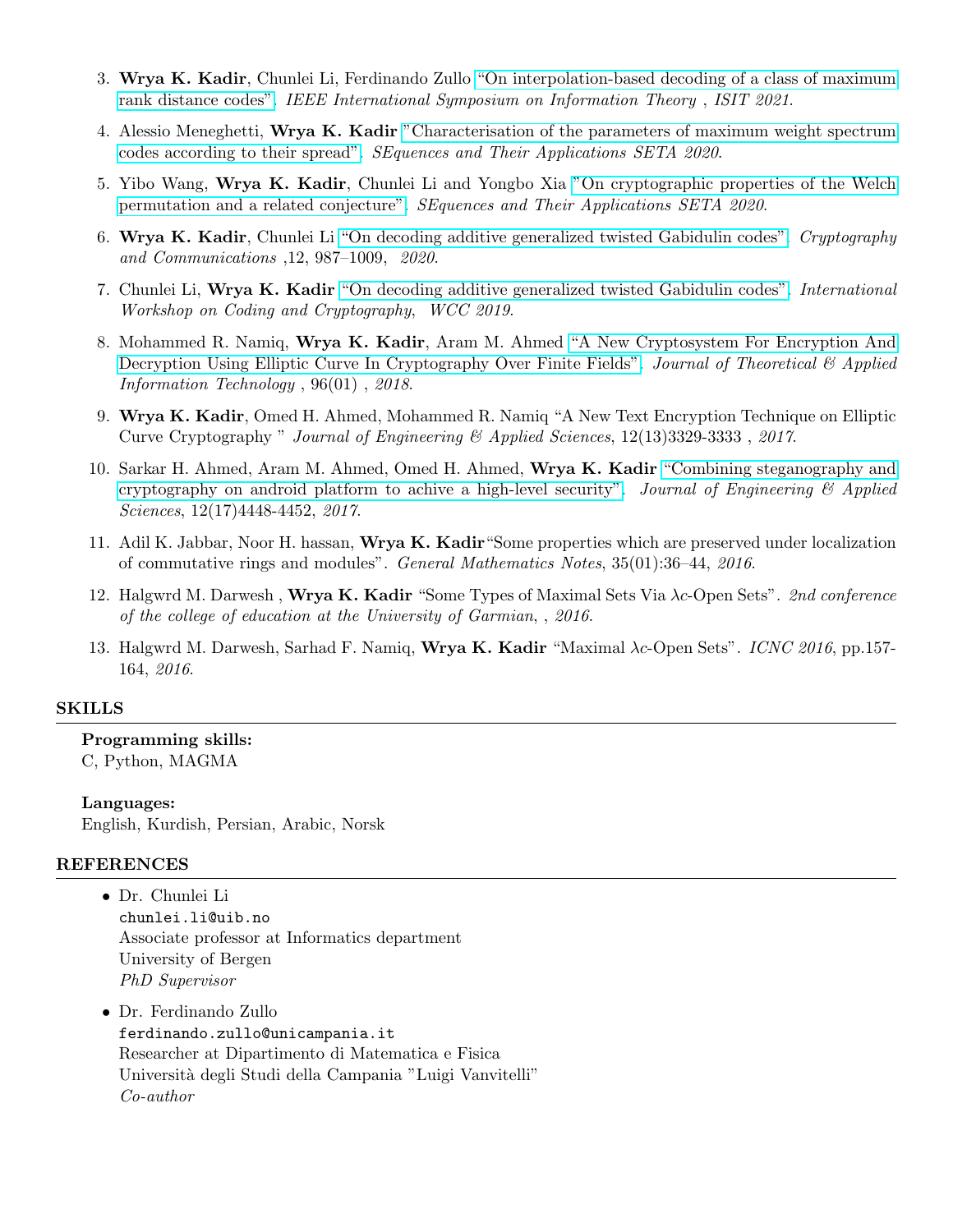3. **Wrya K. Kadir**, Chunlei Li, Ferdinando Zullo "On interpolation-based decoding of a class of maximum rank distance codes". *IEEE International Symposium on Information Theory , ISIT 2021.*

4. Alessio Meneghetti, **Wrya K. Kadir** "Characterisation of the parameters of maximum weight spectrum codes according to their spread". *SEquences and Their Applications SETA 2020.*

5. Yibo Wang, **Wrya K. Kadir**, Chunlei Li and Yongbo Xia "On cryptographic properties of the Welch permutation and a related conjecture". *SEquences and Their Applications SETA 2020.*

6. **Wrya K. Kadir**, Chunlei Li "On decoding additive generalized twisted Gabidulin codes". *Cryptography and Communications* ,12, 987–1009, *2020.*

7. Chunlei Li, **Wrya K. Kadir** "On decoding additive generalized twisted Gabidulin codes". *International Workshop on Coding and Cryptography, WCC 2019.*

8. Mohammed R. Namiq, **Wrya K. Kadir**, Aram M. Ahmed "A New Cryptosystem For Encryption And Decryption Using Elliptic Curve In Cryptography Over Finite Fields". *Journal of Theoretical & Applied Information Technology* , 96(01) , *2018.*

9. **Wrya K. Kadir**, Omed H. Ahmed, Mohammed R. Namiq "A New Text Encryption Technique on Elliptic Curve Cryptography " *Journal of Engineering & Applied Sciences*, 12(13)3329-3333 , *2017.*

10. Sarkar H. Ahmed, Aram M. Ahmed, Omed H. Ahmed, **Wrya K. Kadir** "Combining steganography and cryptography on android platform to achive a high-level security". *Journal of Engineering & Applied Sciences*, 12(17)4448-4452, *2017.*

11. Adil K. Jabbar, Noor H. hassan, **Wrya K. Kadir**"Some properties which are preserved under localization of commutative rings and modules". *General Mathematics Notes*, 35(01):36–44, *2016.*

12. Halgwrd M. Darwesh , **Wrya K. Kadir** "Some Types of Maximal Sets Via $\lambda c$-Open Sets". *2nd conference of the college of education at the University of Garmian, , 2016.*

13. Halgwrd M. Darwesh, Sarhad F. Namiq, **Wrya K. Kadir** "Maximal $\lambda c$-Open Sets". *ICNC 2016*, pp.157-164, *2016.*

## SKILLS

**Programming skills:**
C, Python, MAGMA

**Languages:**
English, Kurdish, Persian, Arabic, Norsk

## REFERENCES

- Dr. Chunlei Li
  `chunlei.li@uib.no`
  Associate professor at Informatics department
  University of Bergen
  *PhD Supervisor*

- Dr. Ferdinando Zullo
  `ferdinando.zullo@unicampania.it`
  Researcher at Dipartimento di Matematica e Fisica
  Università degli Studi della Campania "Luigi Vanvitelli"
  *Co-author*